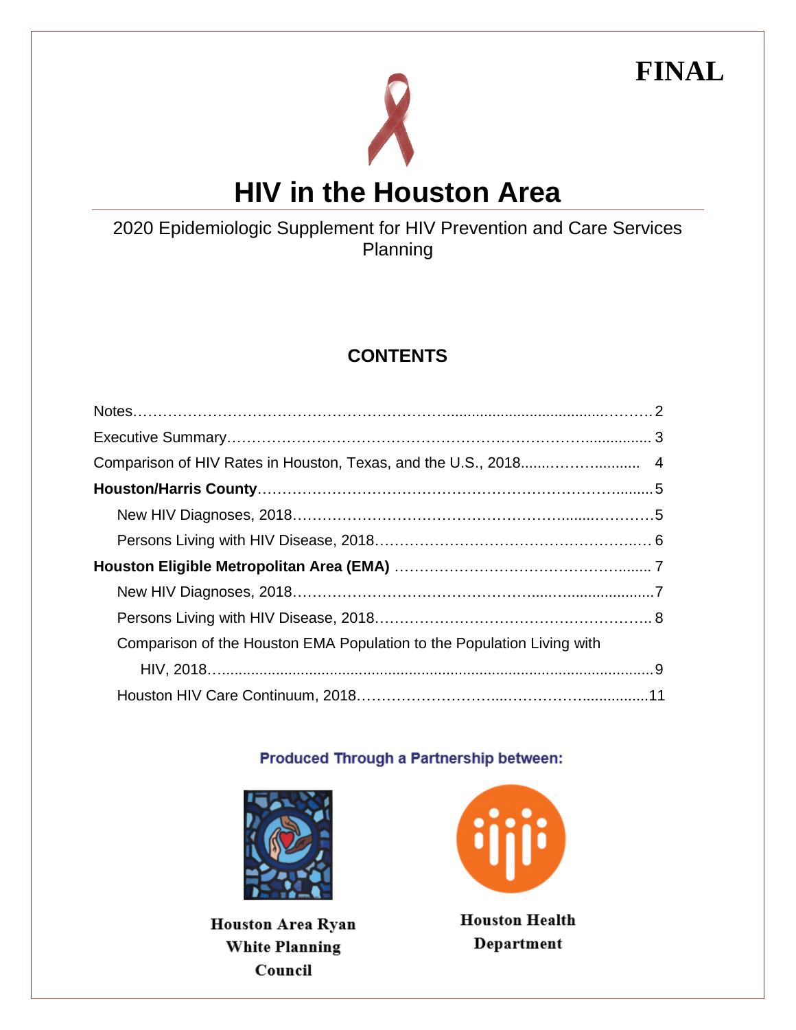**FINAL**

# HIV in the Houston Area

2020 Epidemiologic Supplement for HIV Prevention and Care Services Planning

## CONTENTS

Notes……………………………………………………………2

Executive Summary………………………………………………3

Comparison of HIV Rates in Houston, Texas, and the U.S., 2018……4

**Houston/Harris County**……………………………………………5

- New HIV Diagnoses, 2018……………………………………5
- Persons Living with HIV Disease, 2018…………………………6

**Houston Eligible Metropolitan Area (EMA)**…………………………7

- New HIV Diagnoses, 2018……………………………………7
- Persons Living with HIV Disease, 2018…………………………8
- Comparison of the Houston EMA Population to the Population Living with HIV, 2018……………………………………………9
- Houston HIV Care Continuum, 2018……………………………11

Produced Through a Partnership between:

Houston Area Ryan White Planning Council

Houston Health Department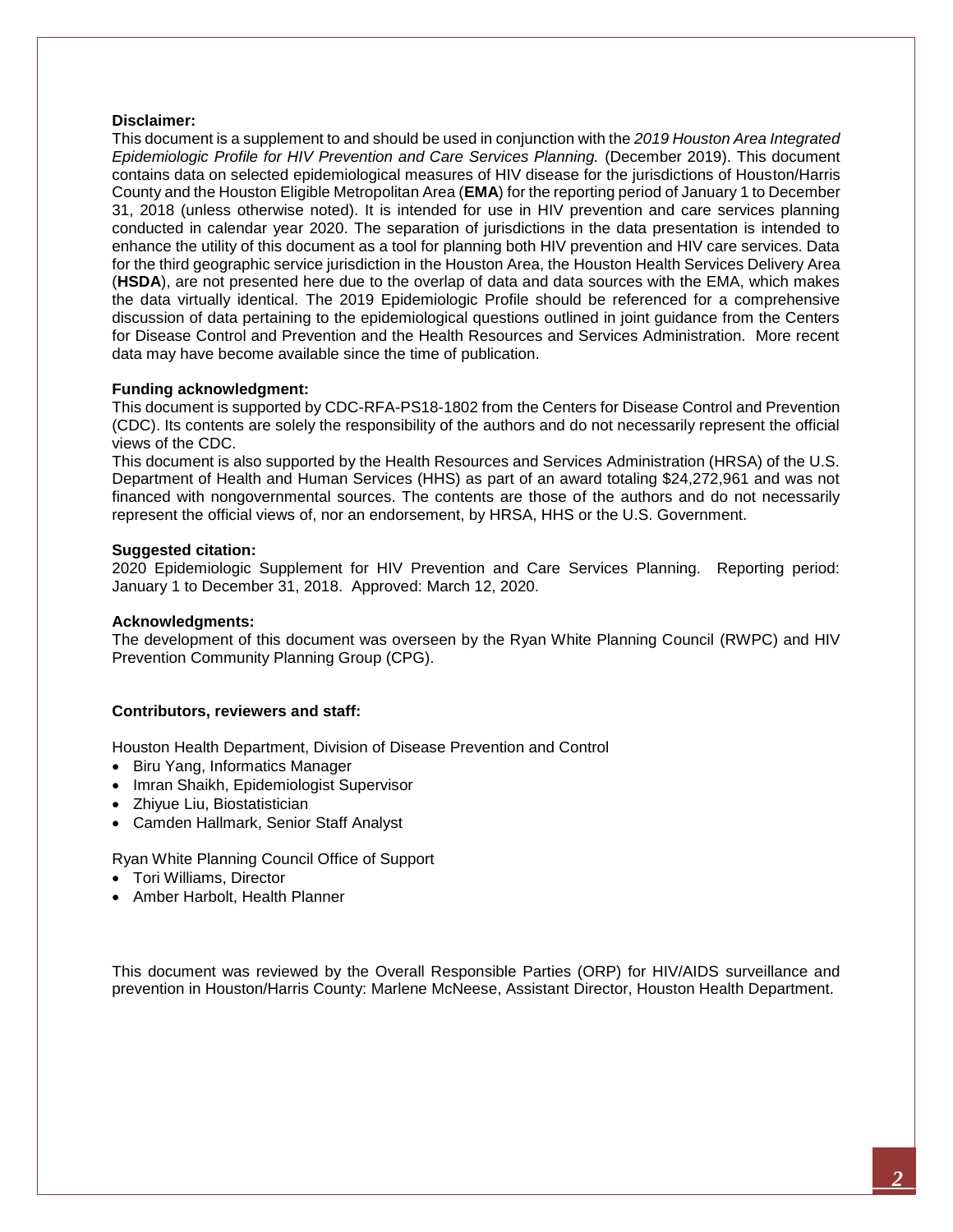**Disclaimer:**
This document is a supplement to and should be used in conjunction with the *2019 Houston Area Integrated Epidemiologic Profile for HIV Prevention and Care Services Planning.* (December 2019). This document contains data on selected epidemiological measures of HIV disease for the jurisdictions of Houston/Harris County and the Houston Eligible Metropolitan Area (**EMA**) for the reporting period of January 1 to December 31, 2018 (unless otherwise noted). It is intended for use in HIV prevention and care services planning conducted in calendar year 2020. The separation of jurisdictions in the data presentation is intended to enhance the utility of this document as a tool for planning both HIV prevention and HIV care services. Data for the third geographic service jurisdiction in the Houston Area, the Houston Health Services Delivery Area (**HSDA**), are not presented here due to the overlap of data and data sources with the EMA, which makes the data virtually identical. The 2019 Epidemiologic Profile should be referenced for a comprehensive discussion of data pertaining to the epidemiological questions outlined in joint guidance from the Centers for Disease Control and Prevention and the Health Resources and Services Administration. More recent data may have become available since the time of publication.

**Funding acknowledgment:**
This document is supported by CDC-RFA-PS18-1802 from the Centers for Disease Control and Prevention (CDC). Its contents are solely the responsibility of the authors and do not necessarily represent the official views of the CDC.
This document is also supported by the Health Resources and Services Administration (HRSA) of the U.S. Department of Health and Human Services (HHS) as part of an award totaling $24,272,961 and was not financed with nongovernmental sources. The contents are those of the authors and do not necessarily represent the official views of, nor an endorsement, by HRSA, HHS or the U.S. Government.

**Suggested citation:**
2020 Epidemiologic Supplement for HIV Prevention and Care Services Planning. Reporting period: January 1 to December 31, 2018. Approved: March 12, 2020.

**Acknowledgments:**
The development of this document was overseen by the Ryan White Planning Council (RWPC) and HIV Prevention Community Planning Group (CPG).

**Contributors, reviewers and staff:**

Houston Health Department, Division of Disease Prevention and Control

- Biru Yang, Informatics Manager
- Imran Shaikh, Epidemiologist Supervisor
- Zhiyue Liu, Biostatistician
- Camden Hallmark, Senior Staff Analyst

Ryan White Planning Council Office of Support

- Tori Williams, Director
- Amber Harbolt, Health Planner

This document was reviewed by the Overall Responsible Parties (ORP) for HIV/AIDS surveillance and prevention in Houston/Harris County: Marlene McNeese, Assistant Director, Houston Health Department.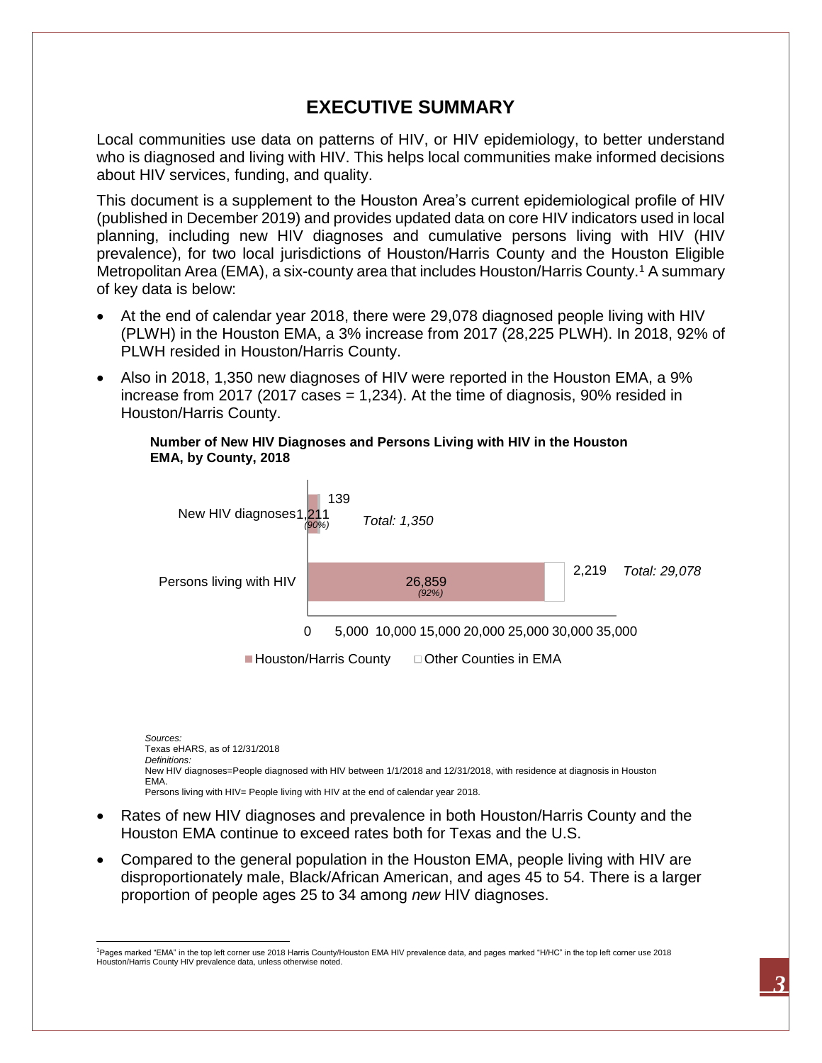# EXECUTIVE SUMMARY

Local communities use data on patterns of HIV, or HIV epidemiology, to better understand who is diagnosed and living with HIV. This helps local communities make informed decisions about HIV services, funding, and quality.

This document is a supplement to the Houston Area's current epidemiological profile of HIV (published in December 2019) and provides updated data on core HIV indicators used in local planning, including new HIV diagnoses and cumulative persons living with HIV (HIV prevalence), for two local jurisdictions of Houston/Harris County and the Houston Eligible Metropolitan Area (EMA), a six-county area that includes Houston/Harris County.[1] A summary of key data is below:

- At the end of calendar year 2018, there were 29,078 diagnosed people living with HIV (PLWH) in the Houston EMA, a 3% increase from 2017 (28,225 PLWH). In 2018, 92% of PLWH resided in Houston/Harris County.
- Also in 2018, 1,350 new diagnoses of HIV were reported in the Houston EMA, a 9% increase from 2017 (2017 cases = 1,234). At the time of diagnosis, 90% resided in Houston/Harris County.

**Number of New HIV Diagnoses and Persons Living with HIV in the Houston EMA, by County, 2018**

| | Houston/Harris County | Other Counties in EMA | Total |
|---|---|---|---|
| New HIV diagnoses | 1,211 *(90%)* | 139 | *1,350* |
| Persons living with HIV | 26,859 *(92%)* | 2,219 | *29,078* |

*Sources:*
Texas eHARS, as of 12/31/2018
*Definitions:*
New HIV diagnoses=People diagnosed with HIV between 1/1/2018 and 12/31/2018, with residence at diagnosis in Houston EMA.
Persons living with HIV= People living with HIV at the end of calendar year 2018.

- Rates of new HIV diagnoses and prevalence in both Houston/Harris County and the Houston EMA continue to exceed rates both for Texas and the U.S.
- Compared to the general population in the Houston EMA, people living with HIV are disproportionately male, Black/African American, and ages 45 to 54. There is a larger proportion of people ages 25 to 34 among *new* HIV diagnoses.

[1]Pages marked "EMA" in the top left corner use 2018 Harris County/Houston EMA HIV prevalence data, and pages marked "H/HC" in the top left corner use 2018 Houston/Harris County HIV prevalence data, unless otherwise noted.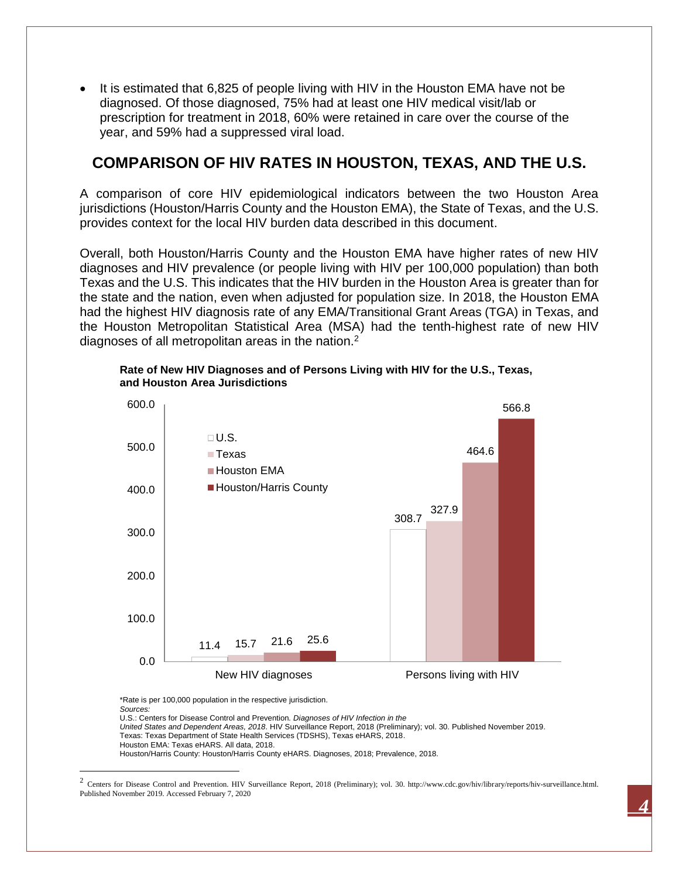- It is estimated that 6,825 of people living with HIV in the Houston EMA have not be diagnosed. Of those diagnosed, 75% had at least one HIV medical visit/lab or prescription for treatment in 2018, 60% were retained in care over the course of the year, and 59% had a suppressed viral load.

## COMPARISON OF HIV RATES IN HOUSTON, TEXAS, AND THE U.S.

A comparison of core HIV epidemiological indicators between the two Houston Area jurisdictions (Houston/Harris County and the Houston EMA), the State of Texas, and the U.S. provides context for the local HIV burden data described in this document.

Overall, both Houston/Harris County and the Houston EMA have higher rates of new HIV diagnoses and HIV prevalence (or people living with HIV per 100,000 population) than both Texas and the U.S. This indicates that the HIV burden in the Houston Area is greater than for the state and the nation, even when adjusted for population size. In 2018, the Houston EMA had the highest HIV diagnosis rate of any EMA/Transitional Grant Areas (TGA) in Texas, and the Houston Metropolitan Statistical Area (MSA) had the tenth-highest rate of new HIV diagnoses of all metropolitan areas in the nation.[2]

**Rate of New HIV Diagnoses and of Persons Living with HIV for the U.S., Texas, and Houston Area Jurisdictions**

| | U.S. | Texas | Houston EMA | Houston/Harris County |
|---|---|---|---|---|
| New HIV diagnoses | 11.4 | 15.7 | 21.6 | 25.6 |
| Persons living with HIV | 308.7 | 327.9 | 464.6 | 566.8 |

*Rate is per 100,000 population in the respective jurisdiction.
*Sources:*
U.S.: Centers for Disease Control and Prevention. *Diagnoses of HIV Infection in the United States and Dependent Areas, 2018*. HIV Surveillance Report, 2018 (Preliminary); vol. 30. Published November 2019.
Texas: Texas Department of State Health Services (TDSHS), Texas eHARS, 2018.
Houston EMA: Texas eHARS. All data, 2018.
Houston/Harris County: Houston/Harris County eHARS. Diagnoses, 2018; Prevalence, 2018.

---

[2] Centers for Disease Control and Prevention. HIV Surveillance Report, 2018 (Preliminary); vol. 30. http://www.cdc.gov/hiv/library/reports/hiv-surveillance.html. Published November 2019. Accessed February 7, 2020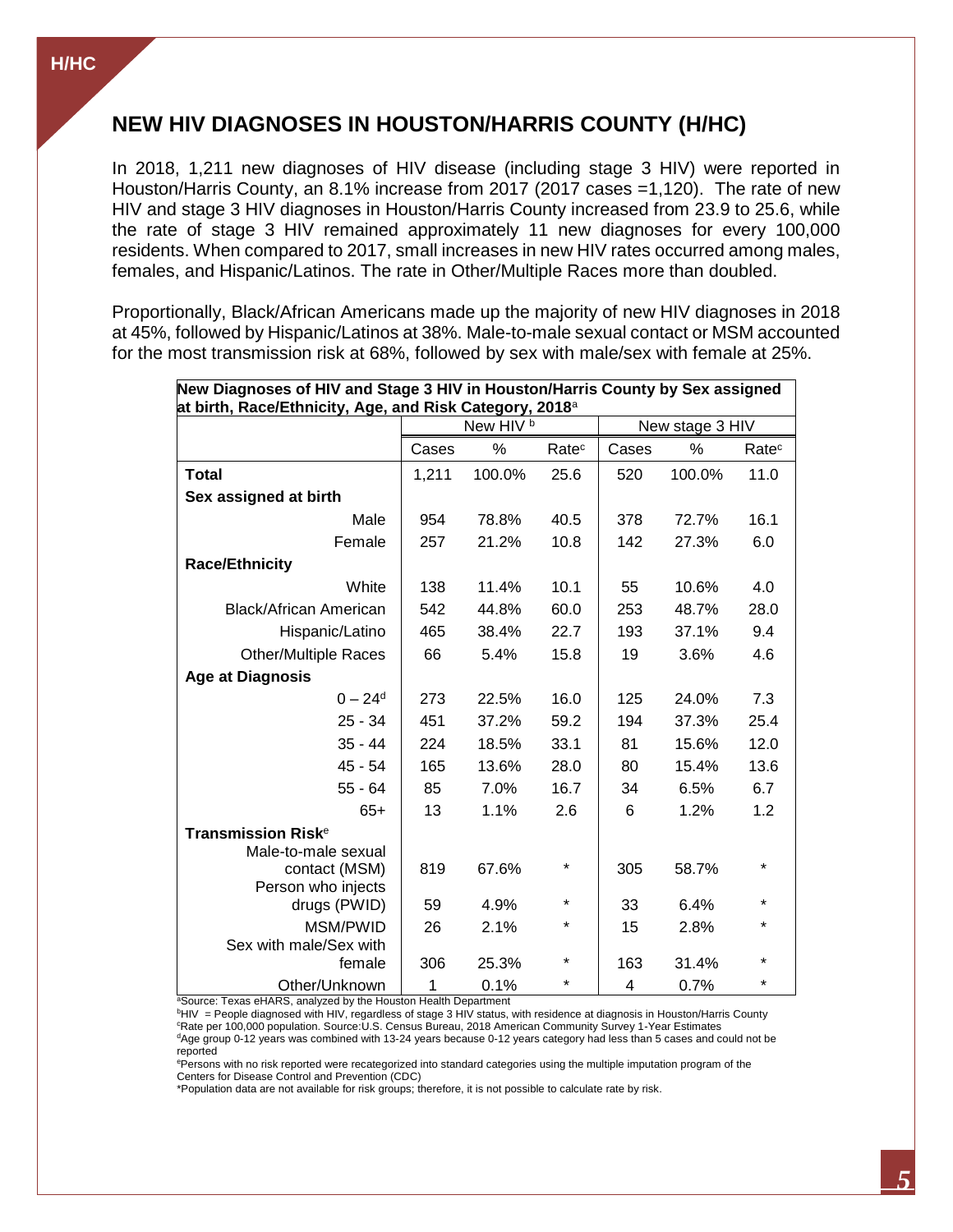# NEW HIV DIAGNOSES IN HOUSTON/HARRIS COUNTY (H/HC)

In 2018, 1,211 new diagnoses of HIV disease (including stage 3 HIV) were reported in Houston/Harris County, an 8.1% increase from 2017 (2017 cases =1,120). The rate of new HIV and stage 3 HIV diagnoses in Houston/Harris County increased from 23.9 to 25.6, while the rate of stage 3 HIV remained approximately 11 new diagnoses for every 100,000 residents. When compared to 2017, small increases in new HIV rates occurred among males, females, and Hispanic/Latinos. The rate in Other/Multiple Races more than doubled.

Proportionally, Black/African Americans made up the majority of new HIV diagnoses in 2018 at 45%, followed by Hispanic/Latinos at 38%. Male-to-male sexual contact or MSM accounted for the most transmission risk at 68%, followed by sex with male/sex with female at 25%.

**New Diagnoses of HIV and Stage 3 HIV in Houston/Harris County by Sex assigned at birth, Race/Ethnicity, Age, and Risk Category, 2018**[a]

| | New HIV [b] | | | New stage 3 HIV | | |
|---|---|---|---|---|---|---|
| | Cases | % | Rate[c] | Cases | % | Rate[c] |
| **Total** | 1,211 | 100.0% | 25.6 | 520 | 100.0% | 11.0 |
| **Sex assigned at birth** | | | | | | |
| Male | 954 | 78.8% | 40.5 | 378 | 72.7% | 16.1 |
| Female | 257 | 21.2% | 10.8 | 142 | 27.3% | 6.0 |
| **Race/Ethnicity** | | | | | | |
| White | 138 | 11.4% | 10.1 | 55 | 10.6% | 4.0 |
| Black/African American | 542 | 44.8% | 60.0 | 253 | 48.7% | 28.0 |
| Hispanic/Latino | 465 | 38.4% | 22.7 | 193 | 37.1% | 9.4 |
| Other/Multiple Races | 66 | 5.4% | 15.8 | 19 | 3.6% | 4.6 |
| **Age at Diagnosis** | | | | | | |
| 0 – 24[d] | 273 | 22.5% | 16.0 | 125 | 24.0% | 7.3 |
| 25 - 34 | 451 | 37.2% | 59.2 | 194 | 37.3% | 25.4 |
| 35 - 44 | 224 | 18.5% | 33.1 | 81 | 15.6% | 12.0 |
| 45 - 54 | 165 | 13.6% | 28.0 | 80 | 15.4% | 13.6 |
| 55 - 64 | 85 | 7.0% | 16.7 | 34 | 6.5% | 6.7 |
| 65+ | 13 | 1.1% | 2.6 | 6 | 1.2% | 1.2 |
| **Transmission Risk**[e] | | | | | | |
| Male-to-male sexual contact (MSM) | 819 | 67.6% | * | 305 | 58.7% | * |
| Person who injects drugs (PWID) | 59 | 4.9% | * | 33 | 6.4% | * |
| MSM/PWID | 26 | 2.1% | * | 15 | 2.8% | * |
| Sex with male/Sex with female | 306 | 25.3% | * | 163 | 31.4% | * |
| Other/Unknown | 1 | 0.1% | * | 4 | 0.7% | * |

[a]Source: Texas eHARS, analyzed by the Houston Health Department
[b]HIV = People diagnosed with HIV, regardless of stage 3 HIV status, with residence at diagnosis in Houston/Harris County
[c]Rate per 100,000 population. Source:U.S. Census Bureau, 2018 American Community Survey 1-Year Estimates
[d]Age group 0-12 years was combined with 13-24 years because 0-12 years category had less than 5 cases and could not be reported
[e]Persons with no risk reported were recategorized into standard categories using the multiple imputation program of the Centers for Disease Control and Prevention (CDC)
*Population data are not available for risk groups; therefore, it is not possible to calculate rate by risk.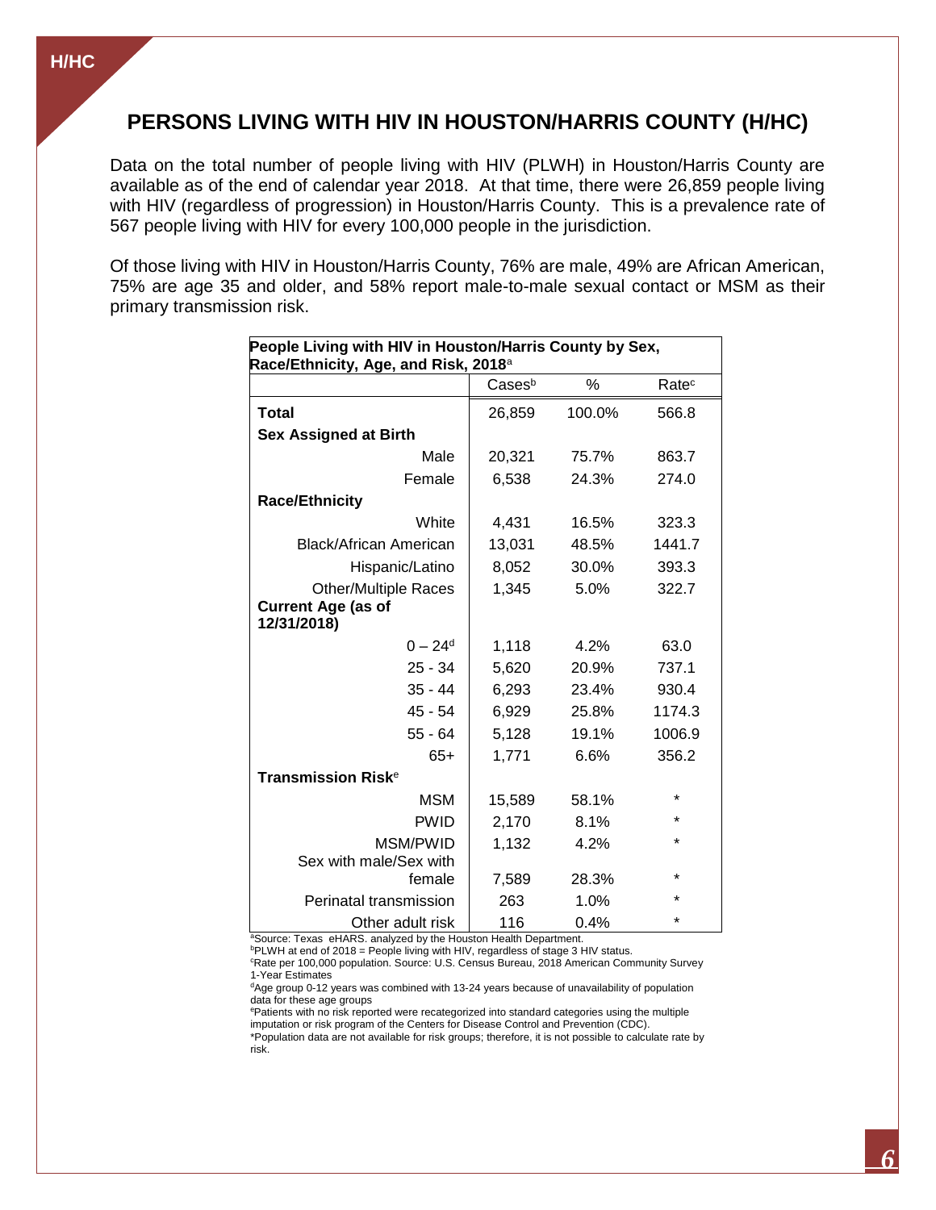## PERSONS LIVING WITH HIV IN HOUSTON/HARRIS COUNTY (H/HC)

Data on the total number of people living with HIV (PLWH) in Houston/Harris County are available as of the end of calendar year 2018. At that time, there were 26,859 people living with HIV (regardless of progression) in Houston/Harris County. This is a prevalence rate of 567 people living with HIV for every 100,000 people in the jurisdiction.

Of those living with HIV in Houston/Harris County, 76% are male, 49% are African American, 75% are age 35 and older, and 58% report male-to-male sexual contact or MSM as their primary transmission risk.

**People Living with HIV in Houston/Harris County by Sex, Race/Ethnicity, Age, and Risk, 2018**[a]

| | Cases[b] | % | Rate[c] |
|---|---|---|---|
| **Total** | 26,859 | 100.0% | 566.8 |
| **Sex Assigned at Birth** | | | |
| Male | 20,321 | 75.7% | 863.7 |
| Female | 6,538 | 24.3% | 274.0 |
| **Race/Ethnicity** | | | |
| White | 4,431 | 16.5% | 323.3 |
| Black/African American | 13,031 | 48.5% | 1441.7 |
| Hispanic/Latino | 8,052 | 30.0% | 393.3 |
| Other/Multiple Races | 1,345 | 5.0% | 322.7 |
| **Current Age (as of 12/31/2018)** | | | |
| 0 – 24[d] | 1,118 | 4.2% | 63.0 |
| 25 - 34 | 5,620 | 20.9% | 737.1 |
| 35 - 44 | 6,293 | 23.4% | 930.4 |
| 45 - 54 | 6,929 | 25.8% | 1174.3 |
| 55 - 64 | 5,128 | 19.1% | 1006.9 |
| 65+ | 1,771 | 6.6% | 356.2 |
| **Transmission Risk**[e] | | | |
| MSM | 15,589 | 58.1% | * |
| PWID | 2,170 | 8.1% | * |
| MSM/PWID | 1,132 | 4.2% | * |
| Sex with male/Sex with female | 7,589 | 28.3% | * |
| Perinatal transmission | 263 | 1.0% | * |
| Other adult risk | 116 | 0.4% | * |

[a]Source: Texas eHARS. analyzed by the Houston Health Department.
[b]PLWH at end of 2018 = People living with HIV, regardless of stage 3 HIV status.
[c]Rate per 100,000 population. Source: U.S. Census Bureau, 2018 American Community Survey 1-Year Estimates
[d]Age group 0-12 years was combined with 13-24 years because of unavailability of population data for these age groups
[e]Patients with no risk reported were recategorized into standard categories using the multiple imputation or risk program of the Centers for Disease Control and Prevention (CDC).
*Population data are not available for risk groups; therefore, it is not possible to calculate rate by risk.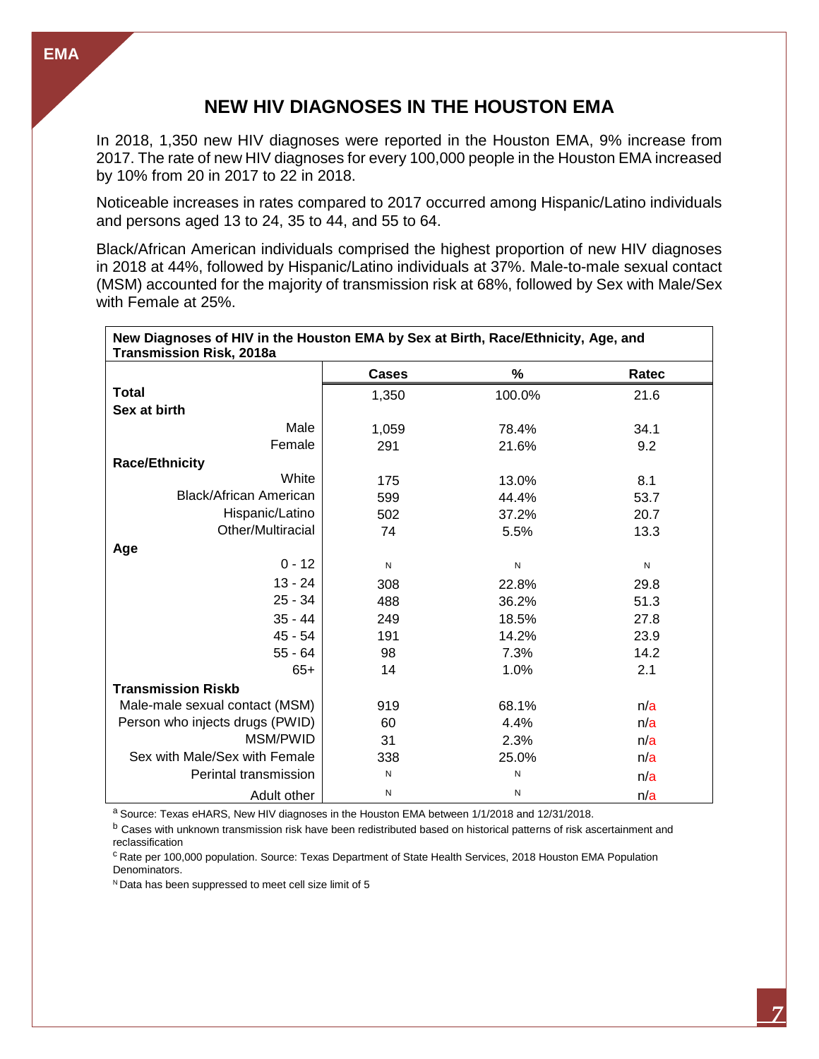# NEW HIV DIAGNOSES IN THE HOUSTON EMA

In 2018, 1,350 new HIV diagnoses were reported in the Houston EMA, 9% increase from 2017. The rate of new HIV diagnoses for every 100,000 people in the Houston EMA increased by 10% from 20 in 2017 to 22 in 2018.

Noticeable increases in rates compared to 2017 occurred among Hispanic/Latino individuals and persons aged 13 to 24, 35 to 44, and 55 to 64.

Black/African American individuals comprised the highest proportion of new HIV diagnoses in 2018 at 44%, followed by Hispanic/Latino individuals at 37%. Male-to-male sexual contact (MSM) accounted for the majority of transmission risk at 68%, followed by Sex with Male/Sex with Female at 25%.

**New Diagnoses of HIV in the Houston EMA by Sex at Birth, Race/Ethnicity, Age, and Transmission Risk, 2018[a]**

| | Cases | % | Rate[c] |
|---|---|---|---|
| **Total** | 1,350 | 100.0% | 21.6 |
| **Sex at birth** | | | |
| Male | 1,059 | 78.4% | 34.1 |
| Female | 291 | 21.6% | 9.2 |
| **Race/Ethnicity** | | | |
| White | 175 | 13.0% | 8.1 |
| Black/African American | 599 | 44.4% | 53.7 |
| Hispanic/Latino | 502 | 37.2% | 20.7 |
| Other/Multiracial | 74 | 5.5% | 13.3 |
| **Age** | | | |
| 0 - 12 | N | N | N |
| 13 - 24 | 308 | 22.8% | 29.8 |
| 25 - 34 | 488 | 36.2% | 51.3 |
| 35 - 44 | 249 | 18.5% | 27.8 |
| 45 - 54 | 191 | 14.2% | 23.9 |
| 55 - 64 | 98 | 7.3% | 14.2 |
| 65+ | 14 | 1.0% | 2.1 |
| **Transmission Risk[b]** | | | |
| Male-male sexual contact (MSM) | 919 | 68.1% | n/a |
| Person who injects drugs (PWID) | 60 | 4.4% | n/a |
| MSM/PWID | 31 | 2.3% | n/a |
| Sex with Male/Sex with Female | 338 | 25.0% | n/a |
| Perinatal transmission | N | N | n/a |
| Adult other | N | N | n/a |

[a] Source: Texas eHARS, New HIV diagnoses in the Houston EMA between 1/1/2018 and 12/31/2018.

[b] Cases with unknown transmission risk have been redistributed based on historical patterns of risk ascertainment and reclassification

[c] Rate per 100,000 population. Source: Texas Department of State Health Services, 2018 Houston EMA Population Denominators.

[N] Data has been suppressed to meet cell size limit of 5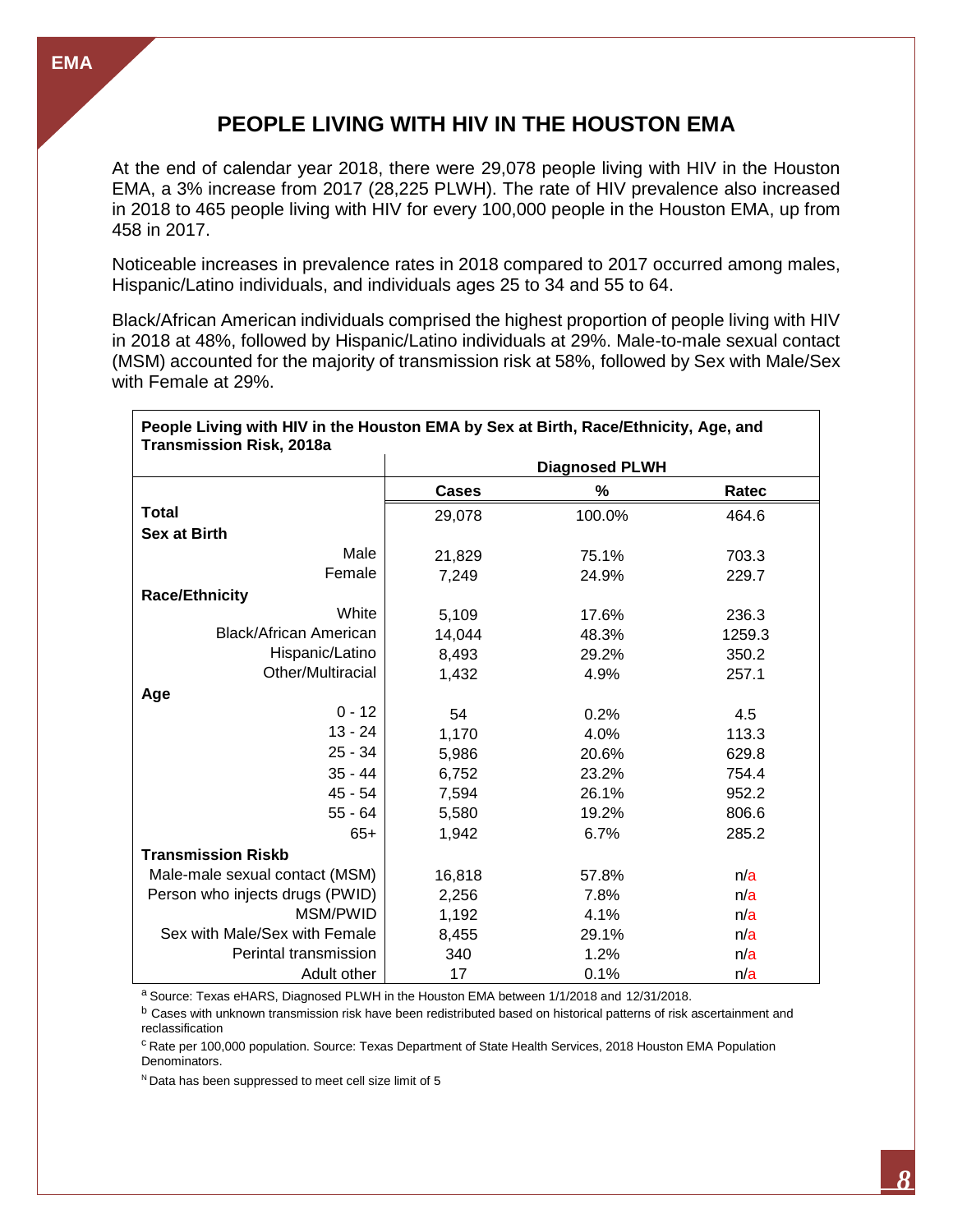# PEOPLE LIVING WITH HIV IN THE HOUSTON EMA

At the end of calendar year 2018, there were 29,078 people living with HIV in the Houston EMA, a 3% increase from 2017 (28,225 PLWH). The rate of HIV prevalence also increased in 2018 to 465 people living with HIV for every 100,000 people in the Houston EMA, up from 458 in 2017.

Noticeable increases in prevalence rates in 2018 compared to 2017 occurred among males, Hispanic/Latino individuals, and individuals ages 25 to 34 and 55 to 64.

Black/African American individuals comprised the highest proportion of people living with HIV in 2018 at 48%, followed by Hispanic/Latino individuals at 29%. Male-to-male sexual contact (MSM) accounted for the majority of transmission risk at 58%, followed by Sex with Male/Sex with Female at 29%.

**People Living with HIV in the Houston EMA by Sex at Birth, Race/Ethnicity, Age, and Transmission Risk, 2018[a]**

| | Diagnosed PLWH | | |
|---|---|---|---|
| | **Cases** | **%** | **Rate[c]** |
| **Total** | 29,078 | 100.0% | 464.6 |
| **Sex at Birth** | | | |
| Male | 21,829 | 75.1% | 703.3 |
| Female | 7,249 | 24.9% | 229.7 |
| **Race/Ethnicity** | | | |
| White | 5,109 | 17.6% | 236.3 |
| Black/African American | 14,044 | 48.3% | 1259.3 |
| Hispanic/Latino | 8,493 | 29.2% | 350.2 |
| Other/Multiracial | 1,432 | 4.9% | 257.1 |
| **Age** | | | |
| 0 - 12 | 54 | 0.2% | 4.5 |
| 13 - 24 | 1,170 | 4.0% | 113.3 |
| 25 - 34 | 5,986 | 20.6% | 629.8 |
| 35 - 44 | 6,752 | 23.2% | 754.4 |
| 45 - 54 | 7,594 | 26.1% | 952.2 |
| 55 - 64 | 5,580 | 19.2% | 806.6 |
| 65+ | 1,942 | 6.7% | 285.2 |
| **Transmission Risk[b]** | | | |
| Male-male sexual contact (MSM) | 16,818 | 57.8% | n/a |
| Person who injects drugs (PWID) | 2,256 | 7.8% | n/a |
| MSM/PWID | 1,192 | 4.1% | n/a |
| Sex with Male/Sex with Female | 8,455 | 29.1% | n/a |
| Perintal transmission | 340 | 1.2% | n/a |
| Adult other | 17 | 0.1% | n/a |

[a] Source: Texas eHARS, Diagnosed PLWH in the Houston EMA between 1/1/2018 and 12/31/2018.

[b] Cases with unknown transmission risk have been redistributed based on historical patterns of risk ascertainment and reclassification

[c] Rate per 100,000 population. Source: Texas Department of State Health Services, 2018 Houston EMA Population Denominators.

[N] Data has been suppressed to meet cell size limit of 5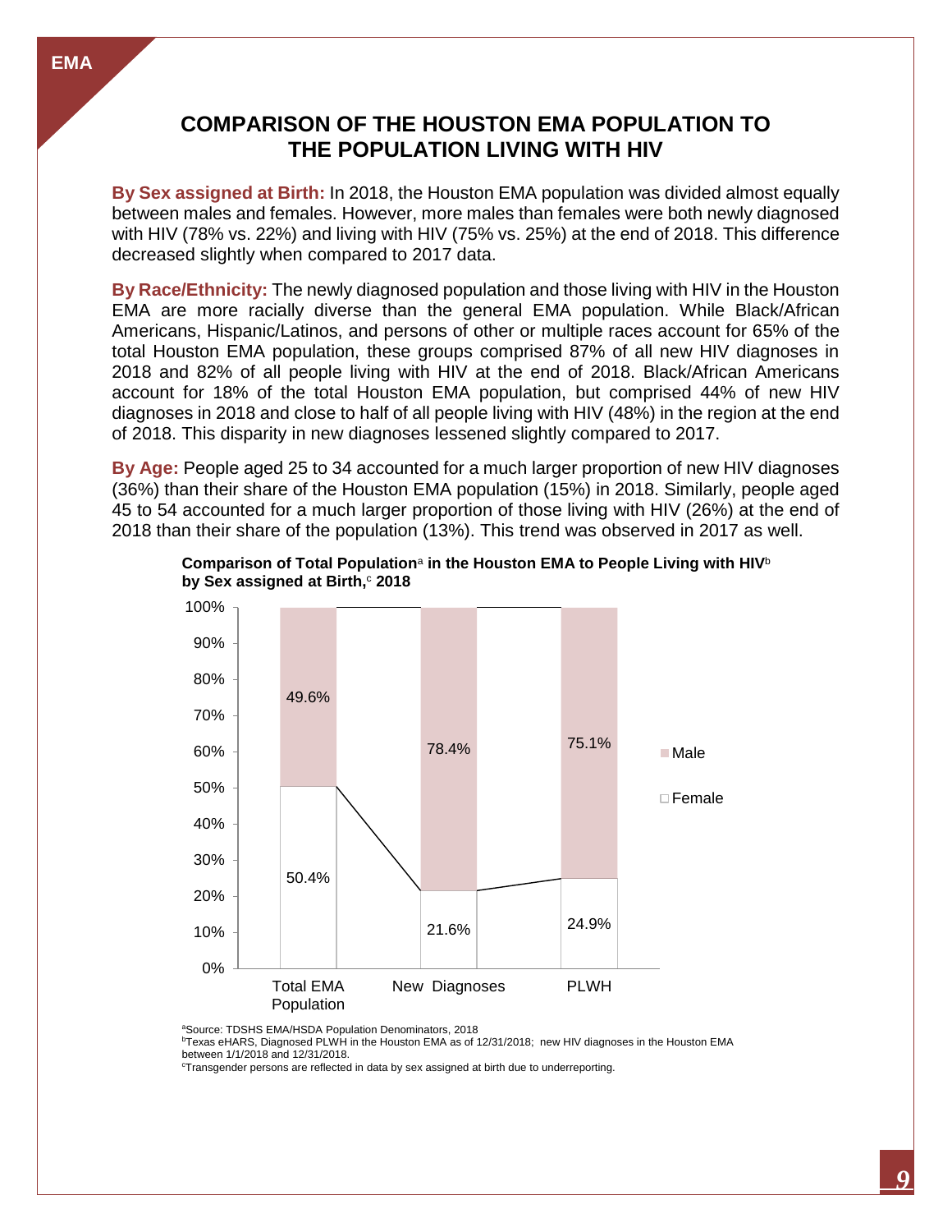# COMPARISON OF THE HOUSTON EMA POPULATION TO THE POPULATION LIVING WITH HIV

**By Sex assigned at Birth:** In 2018, the Houston EMA population was divided almost equally between males and females. However, more males than females were both newly diagnosed with HIV (78% vs. 22%) and living with HIV (75% vs. 25%) at the end of 2018. This difference decreased slightly when compared to 2017 data.

**By Race/Ethnicity:** The newly diagnosed population and those living with HIV in the Houston EMA are more racially diverse than the general EMA population. While Black/African Americans, Hispanic/Latinos, and persons of other or multiple races account for 65% of the total Houston EMA population, these groups comprised 87% of all new HIV diagnoses in 2018 and 82% of all people living with HIV at the end of 2018. Black/African Americans account for 18% of the total Houston EMA population, but comprised 44% of new HIV diagnoses in 2018 and close to half of all people living with HIV (48%) in the region at the end of 2018. This disparity in new diagnoses lessened slightly compared to 2017.

**By Age:** People aged 25 to 34 accounted for a much larger proportion of new HIV diagnoses (36%) than their share of the Houston EMA population (15%) in 2018. Similarly, people aged 45 to 54 accounted for a much larger proportion of those living with HIV (26%) at the end of 2018 than their share of the population (13%). This trend was observed in 2017 as well.

**Comparison of Total Population[a] in the Houston EMA to People Living with HIV[b] by Sex assigned at Birth,[c] 2018**

| | Total EMA Population | New Diagnoses | PLWH |
|---|---|---|---|
| Male | 49.6% | 78.4% | 75.1% |
| Female | 50.4% | 21.6% | 24.9% |

[a]Source: TDSHS EMA/HSDA Population Denominators, 2018
[b]Texas eHARS, Diagnosed PLWH in the Houston EMA as of 12/31/2018; new HIV diagnoses in the Houston EMA between 1/1/2018 and 12/31/2018.
[c]Transgender persons are reflected in data by sex assigned at birth due to underreporting.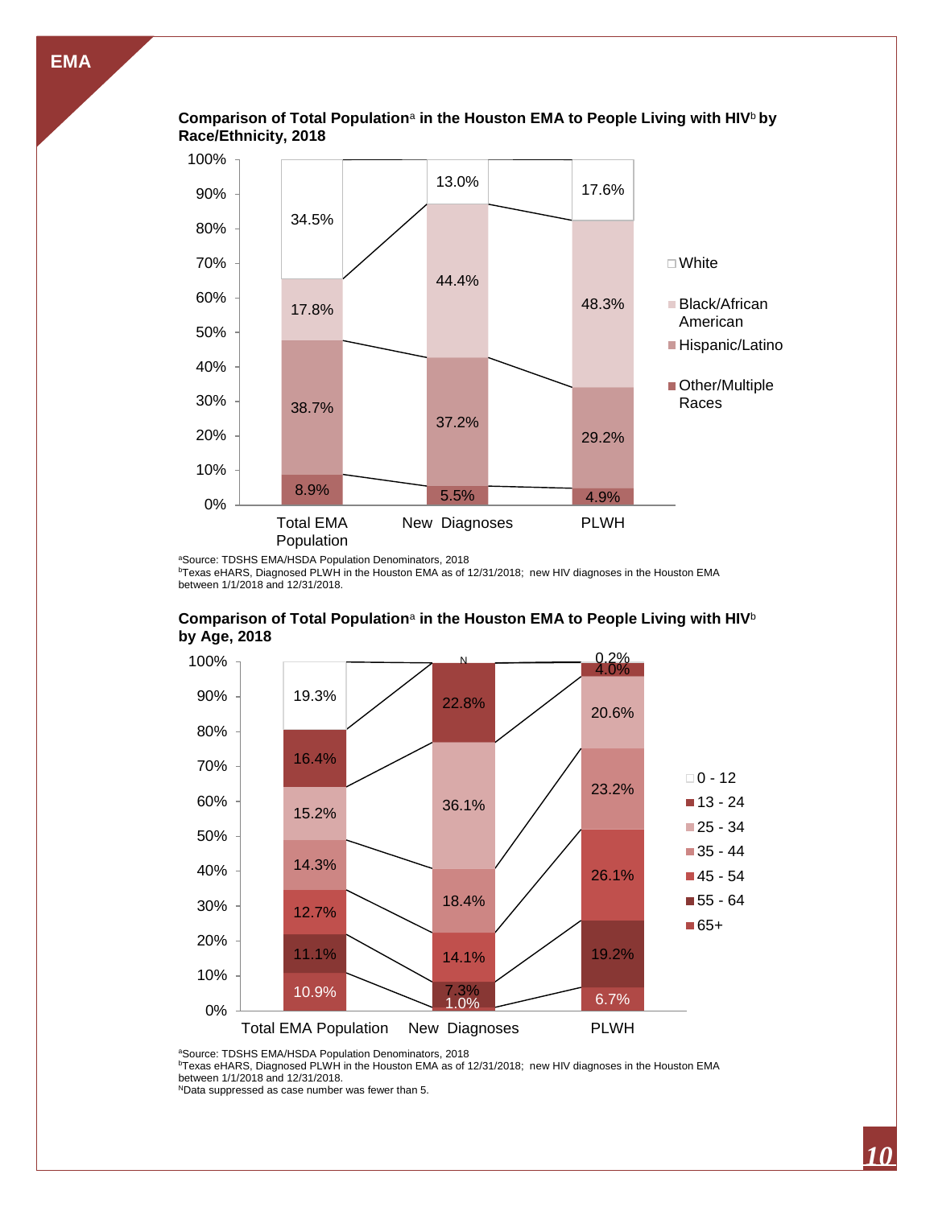**EMA**

### Comparison of Total Population[a] in the Houston EMA to People Living with HIV[b] by Race/Ethnicity, 2018

| | Total EMA Population | New Diagnoses | PLWH |
|---|---|---|---|
| White | 34.5% | 13.0% | 17.6% |
| Black/African American | 17.8% | 44.4% | 48.3% |
| Hispanic/Latino | 38.7% | 37.2% | 29.2% |
| Other/Multiple Races | 8.9% | 5.5% | 4.9% |

[a]Source: TDSHS EMA/HSDA Population Denominators, 2018
[b]Texas eHARS, Diagnosed PLWH in the Houston EMA as of 12/31/2018; new HIV diagnoses in the Houston EMA between 1/1/2018 and 12/31/2018.

### Comparison of Total Population[a] in the Houston EMA to People Living with HIV[b] by Age, 2018

| | Total EMA Population | New Diagnoses | PLWH |
|---|---|---|---|
| 0 - 12 | 19.3% | N | 0.2% |
| 13 - 24 | 16.4% | 22.8% | 4.0% |
| 25 - 34 | 15.2% | 36.1% | 20.6% |
| 35 - 44 | 14.3% | 18.4% | 23.2% |
| 45 - 54 | 12.7% | 14.1% | 26.1% |
| 55 - 64 | 11.1% | 7.3% | 19.2% |
| 65+ | 10.9% | 1.0% | 6.7% |

[a]Source: TDSHS EMA/HSDA Population Denominators, 2018
[b]Texas eHARS, Diagnosed PLWH in the Houston EMA as of 12/31/2018; new HIV diagnoses in the Houston EMA between 1/1/2018 and 12/31/2018.
[N]Data suppressed as case number was fewer than 5.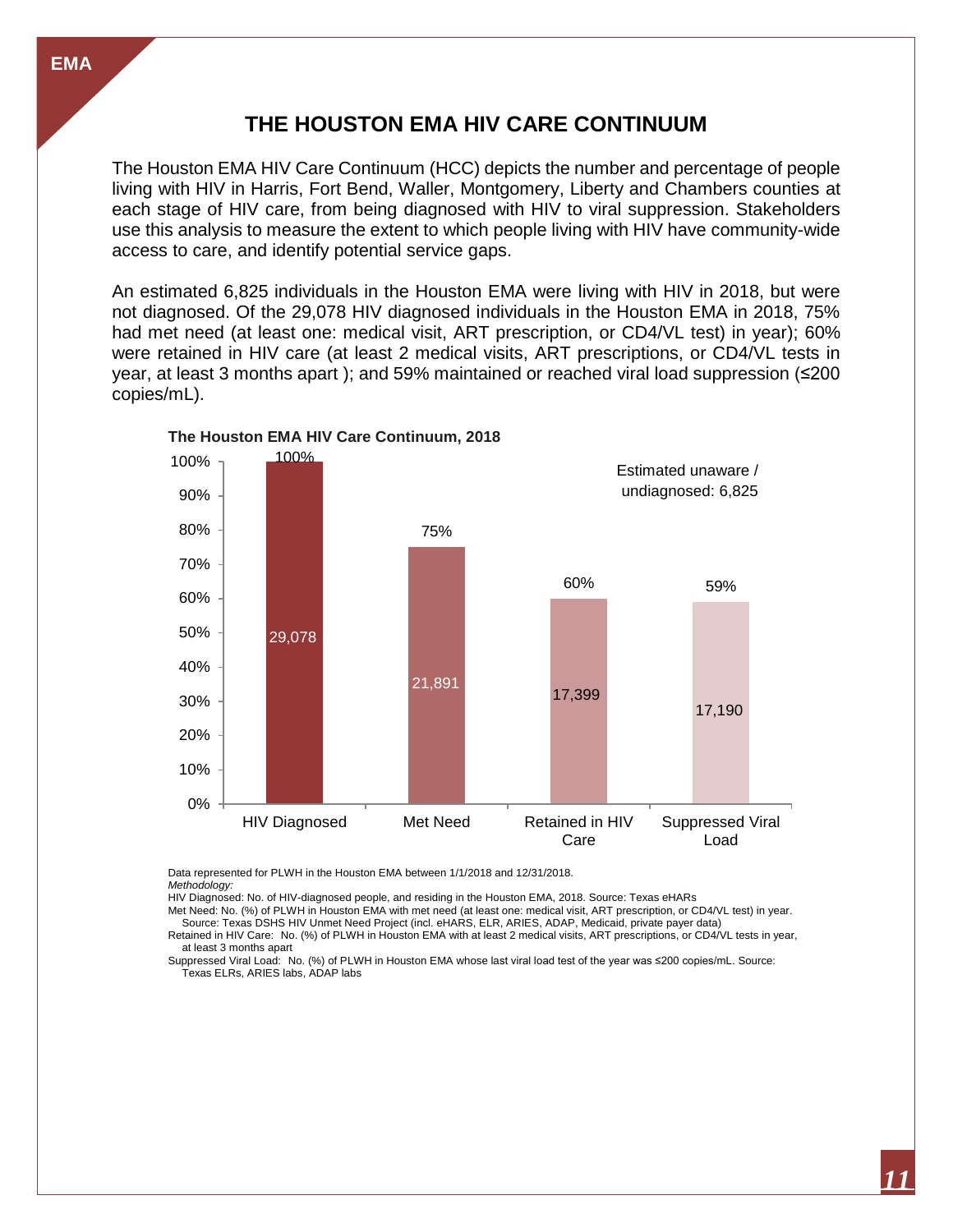EMA

# THE HOUSTON EMA HIV CARE CONTINUUM

The Houston EMA HIV Care Continuum (HCC) depicts the number and percentage of people living with HIV in Harris, Fort Bend, Waller, Montgomery, Liberty and Chambers counties at each stage of HIV care, from being diagnosed with HIV to viral suppression. Stakeholders use this analysis to measure the extent to which people living with HIV have community-wide access to care, and identify potential service gaps.

An estimated 6,825 individuals in the Houston EMA were living with HIV in 2018, but were not diagnosed. Of the 29,078 HIV diagnosed individuals in the Houston EMA in 2018, 75% had met need (at least one: medical visit, ART prescription, or CD4/VL test) in year); 60% were retained in HIV care (at least 2 medical visits, ART prescriptions, or CD4/VL tests in year, at least 3 months apart ); and 59% maintained or reached viral load suppression (≤200 copies/mL).

**The Houston EMA HIV Care Continuum, 2018**

100%
90%
80%
70%
60%
50%
40%
30%
20%
10%
0%

Estimated unaware / undiagnosed: 6,825

HIV Diagnosed: 100%, 29,078
Met Need: 75%, 21,891
Retained in HIV Care: 60%, 17,399
Suppressed Viral Load: 59%, 17,190

Data represented for PLWH in the Houston EMA between 1/1/2018 and 12/31/2018.
*Methodology:*
HIV Diagnosed: No. of HIV-diagnosed people, and residing in the Houston EMA, 2018. Source: Texas eHARs
Met Need: No. (%) of PLWH in Houston EMA with met need (at least one: medical visit, ART prescription, or CD4/VL test) in year. Source: Texas DSHS HIV Unmet Need Project (incl. eHARS, ELR, ARIES, ADAP, Medicaid, private payer data)
Retained in HIV Care: No. (%) of PLWH in Houston EMA with at least 2 medical visits, ART prescriptions, or CD4/VL tests in year, at least 3 months apart
Suppressed Viral Load: No. (%) of PLWH in Houston EMA whose last viral load test of the year was ≤200 copies/mL. Source: Texas ELRs, ARIES labs, ADAP labs